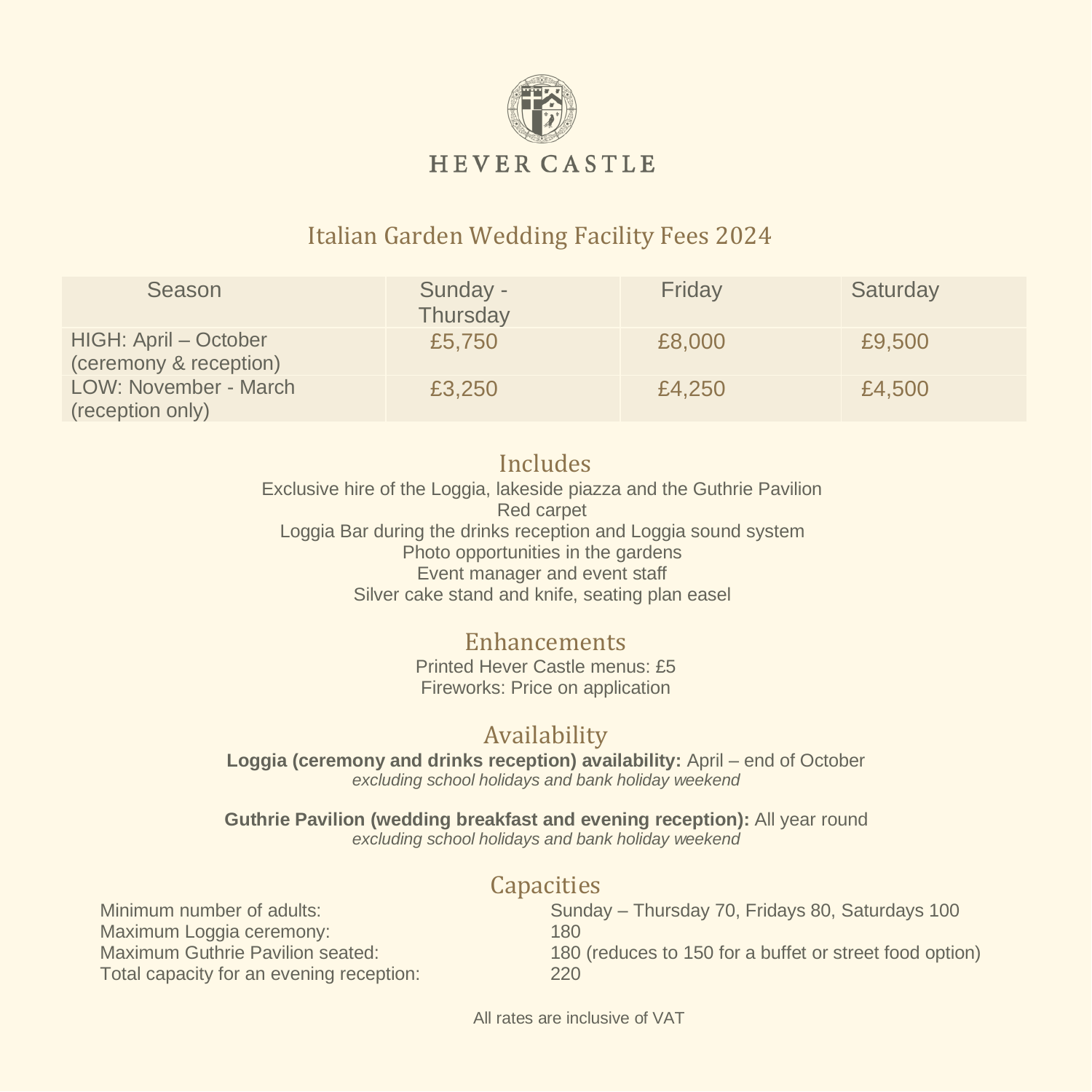# HEVER CASTLE

## Italian Garden Wedding Facility Fees 2024

| Season | Sunday - Thursday | Friday | Saturday |
| --- | --- | --- | --- |
| HIGH: April – October (ceremony & reception) | £5,750 | £8,000 | £9,500 |
| LOW: November - March (reception only) | £3,250 | £4,250 | £4,500 |

### Includes

Exclusive hire of the Loggia, lakeside piazza and the Guthrie Pavilion
Red carpet
Loggia Bar during the drinks reception and Loggia sound system
Photo opportunities in the gardens
Event manager and event staff
Silver cake stand and knife, seating plan easel

### Enhancements

Printed Hever Castle menus: £5
Fireworks: Price on application

### Availability

**Loggia (ceremony and drinks reception) availability:** April – end of October
*excluding school holidays and bank holiday weekend*

**Guthrie Pavilion (wedding breakfast and evening reception):** All year round
*excluding school holidays and bank holiday weekend*

### Capacities

| | |
| --- | --- |
| Minimum number of adults: | Sunday – Thursday 70, Fridays 80, Saturdays 100 |
| Maximum Loggia ceremony: | 180 |
| Maximum Guthrie Pavilion seated: | 180 (reduces to 150 for a buffet or street food option) |
| Total capacity for an evening reception: | 220 |

All rates are inclusive of VAT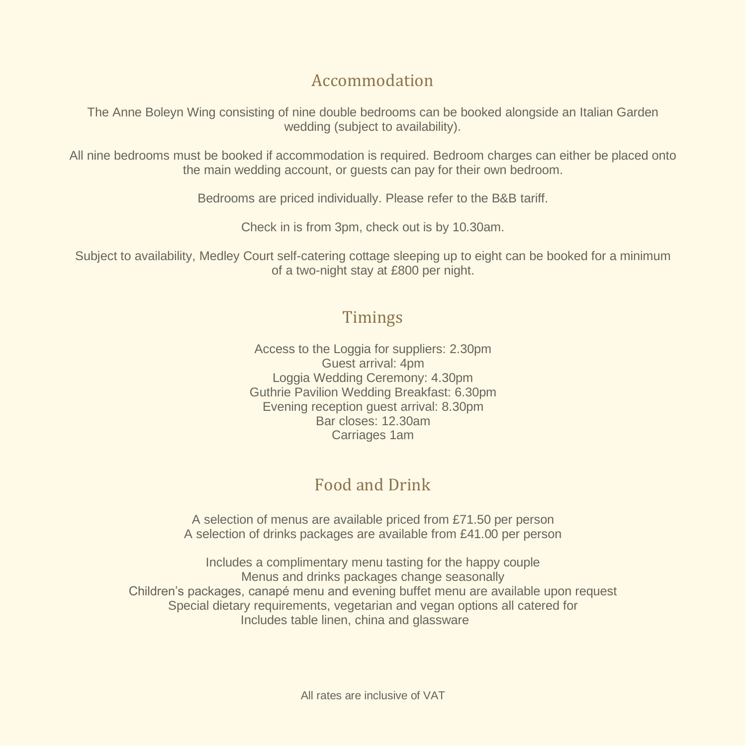## Accommodation

The Anne Boleyn Wing consisting of nine double bedrooms can be booked alongside an Italian Garden wedding (subject to availability).

All nine bedrooms must be booked if accommodation is required. Bedroom charges can either be placed onto the main wedding account, or guests can pay for their own bedroom.

Bedrooms are priced individually. Please refer to the B&B tariff.

Check in is from 3pm, check out is by 10.30am.

Subject to availability, Medley Court self-catering cottage sleeping up to eight can be booked for a minimum of a two-night stay at £800 per night.

## Timings

Access to the Loggia for suppliers: 2.30pm
Guest arrival: 4pm
Loggia Wedding Ceremony: 4.30pm
Guthrie Pavilion Wedding Breakfast: 6.30pm
Evening reception guest arrival: 8.30pm
Bar closes: 12.30am
Carriages 1am

## Food and Drink

A selection of menus are available priced from £71.50 per person
A selection of drinks packages are available from £41.00 per person

Includes a complimentary menu tasting for the happy couple
Menus and drinks packages change seasonally
Children's packages, canapé menu and evening buffet menu are available upon request
Special dietary requirements, vegetarian and vegan options all catered for
Includes table linen, china and glassware

All rates are inclusive of VAT